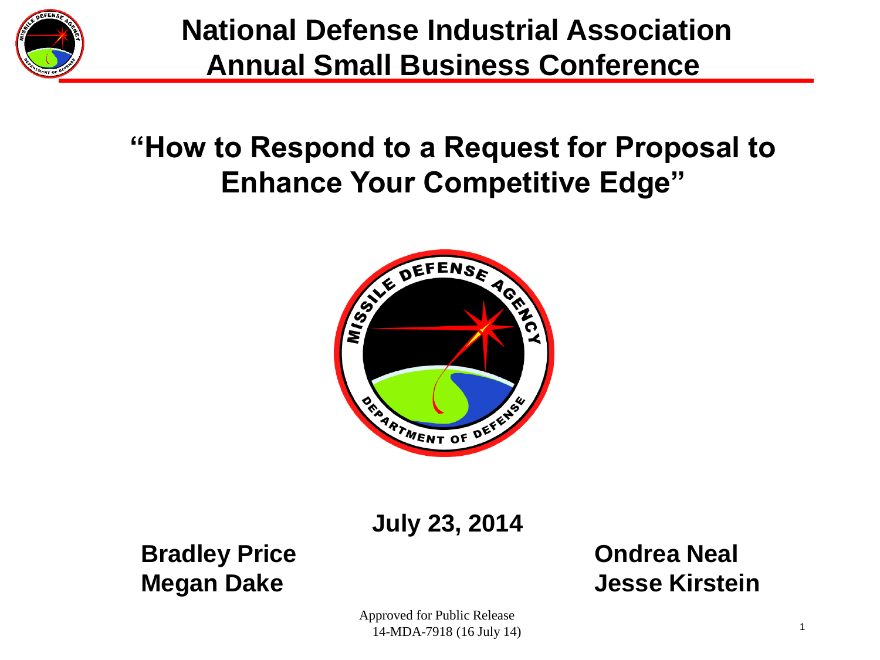# National Defense Industrial Association Annual Small Business Conference

## "How to Respond to a Request for Proposal to Enhance Your Competitive Edge"

**July 23, 2014**

**Bradley Price**
**Megan Dake**

**Ondrea Neal**
**Jesse Kirstein**

Approved for Public Release
14-MDA-7918 (16 July 14)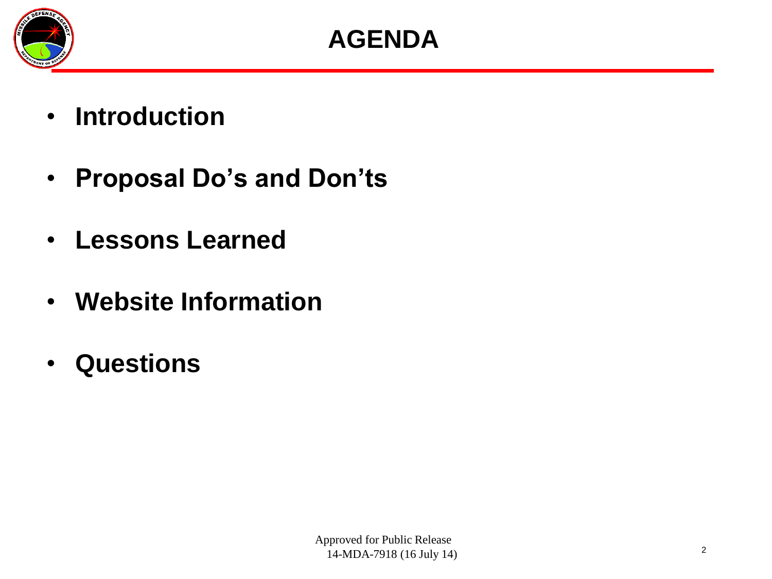# AGENDA

- **Introduction**
- **Proposal Do's and Don'ts**
- **Lessons Learned**
- **Website Information**
- **Questions**

Approved for Public Release
14-MDA-7918 (16 July 14)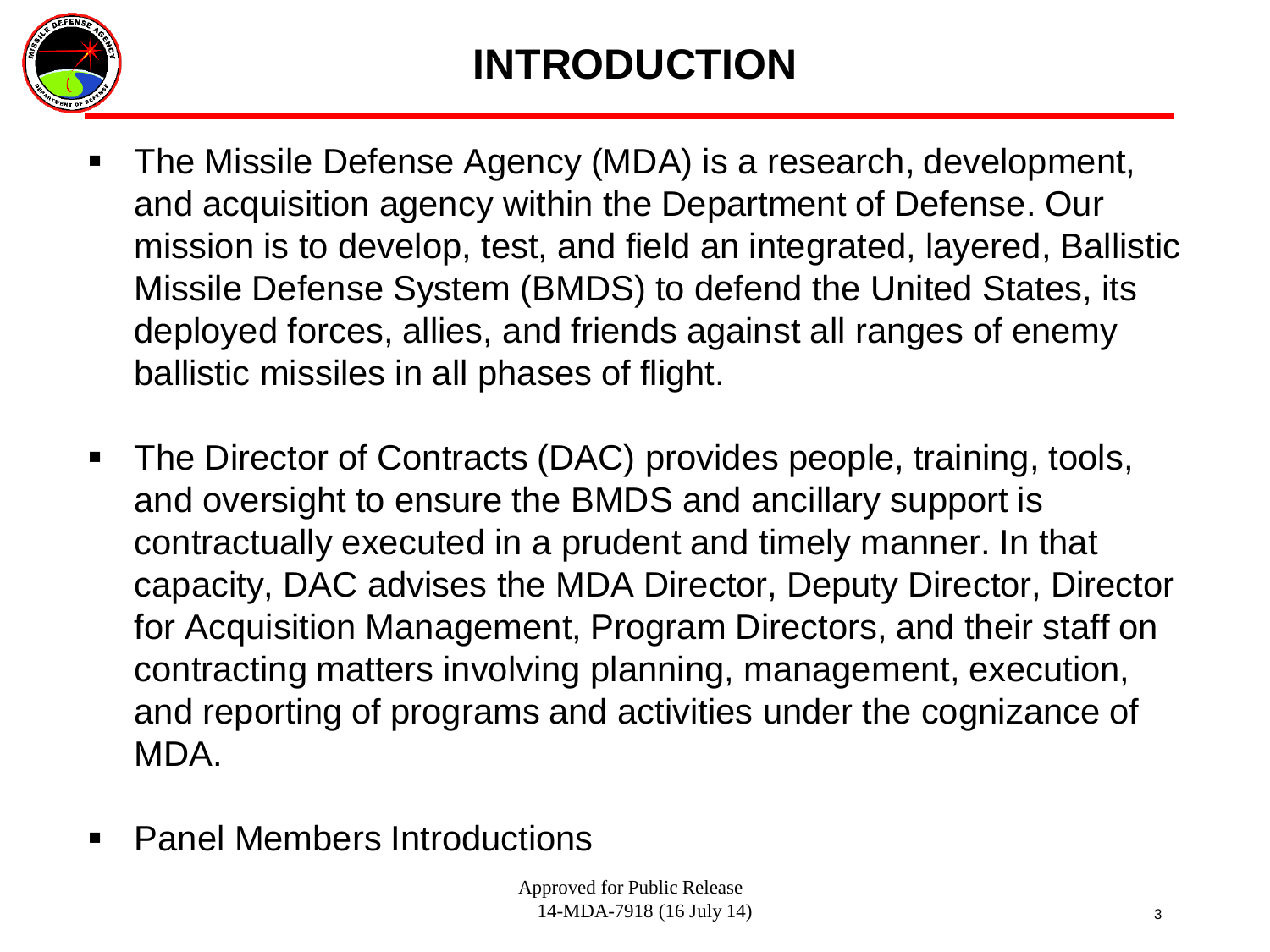# INTRODUCTION

- The Missile Defense Agency (MDA) is a research, development, and acquisition agency within the Department of Defense. Our mission is to develop, test, and field an integrated, layered, Ballistic Missile Defense System (BMDS) to defend the United States, its deployed forces, allies, and friends against all ranges of enemy ballistic missiles in all phases of flight.
- The Director of Contracts (DAC) provides people, training, tools, and oversight to ensure the BMDS and ancillary support is contractually executed in a prudent and timely manner. In that capacity, DAC advises the MDA Director, Deputy Director, Director for Acquisition Management, Program Directors, and their staff on contracting matters involving planning, management, execution, and reporting of programs and activities under the cognizance of MDA.
- Panel Members Introductions

Approved for Public Release
14-MDA-7918 (16 July 14)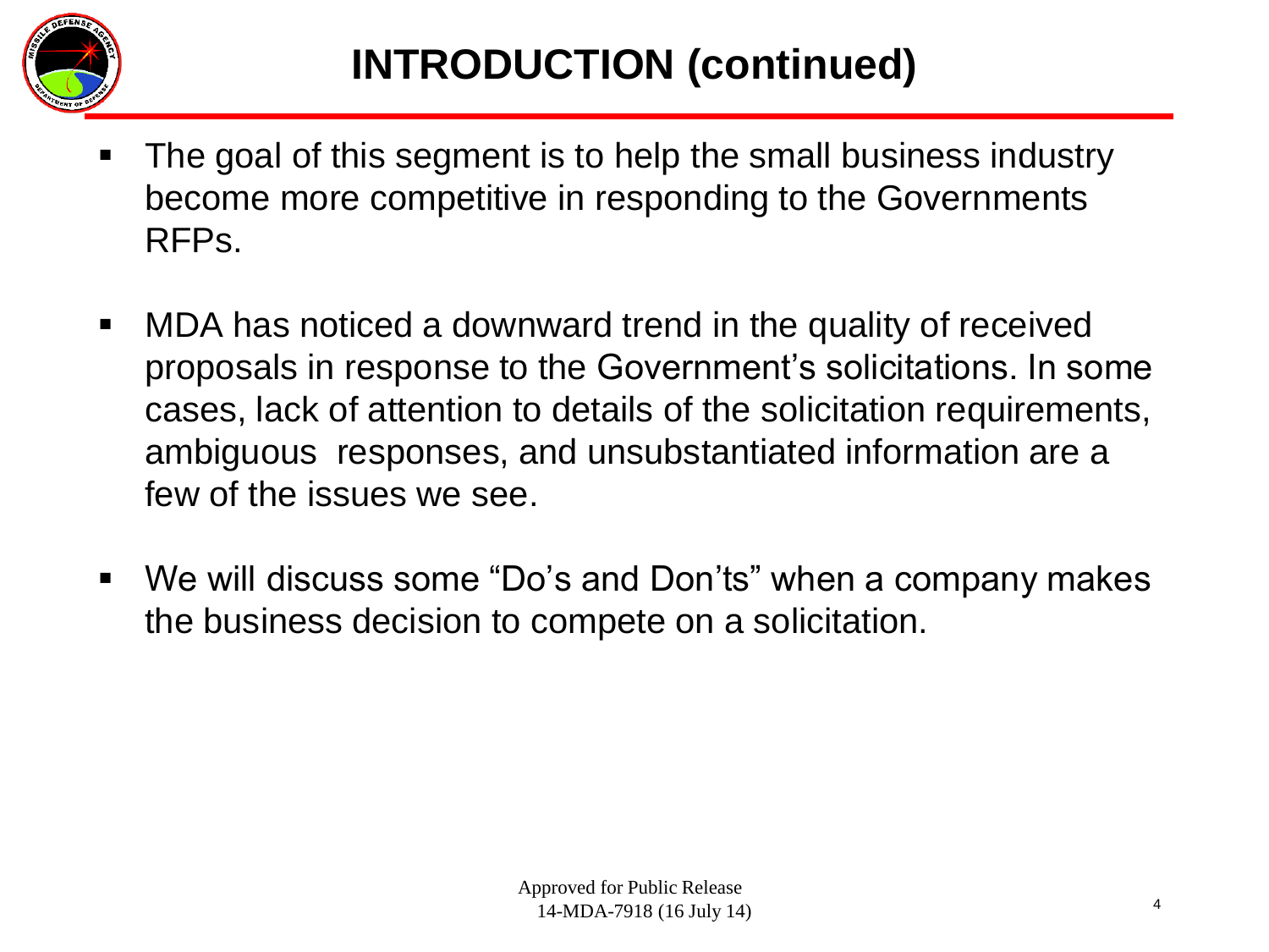# INTRODUCTION (continued)

- The goal of this segment is to help the small business industry become more competitive in responding to the Governments RFPs.
- MDA has noticed a downward trend in the quality of received proposals in response to the Government's solicitations. In some cases, lack of attention to details of the solicitation requirements, ambiguous responses, and unsubstantiated information are a few of the issues we see.
- We will discuss some "Do's and Don'ts" when a company makes the business decision to compete on a solicitation.

Approved for Public Release
14-MDA-7918 (16 July 14)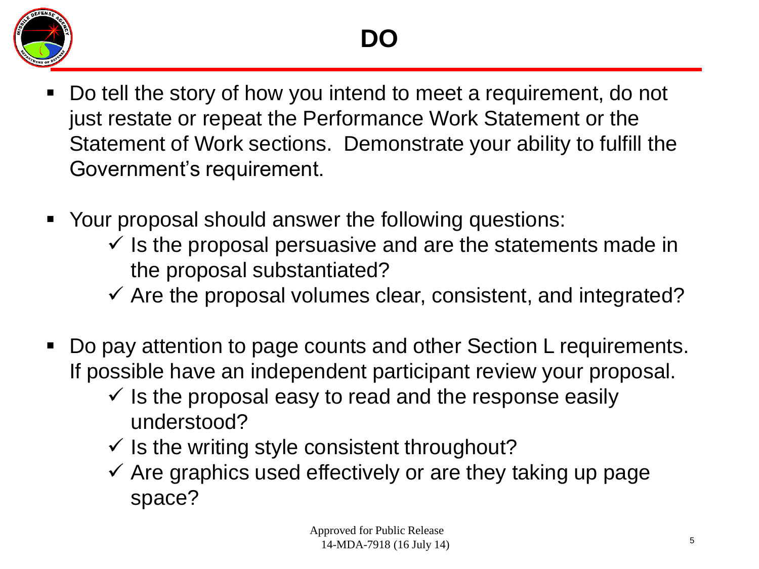# DO

- Do tell the story of how you intend to meet a requirement, do not just restate or repeat the Performance Work Statement or the Statement of Work sections. Demonstrate your ability to fulfill the Government's requirement.

- Your proposal should answer the following questions:
  - ✓ Is the proposal persuasive and are the statements made in the proposal substantiated?
  - ✓ Are the proposal volumes clear, consistent, and integrated?

- Do pay attention to page counts and other Section L requirements. If possible have an independent participant review your proposal.
  - ✓ Is the proposal easy to read and the response easily understood?
  - ✓ Is the writing style consistent throughout?
  - ✓ Are graphics used effectively or are they taking up page space?

Approved for Public Release
14-MDA-7918 (16 July 14)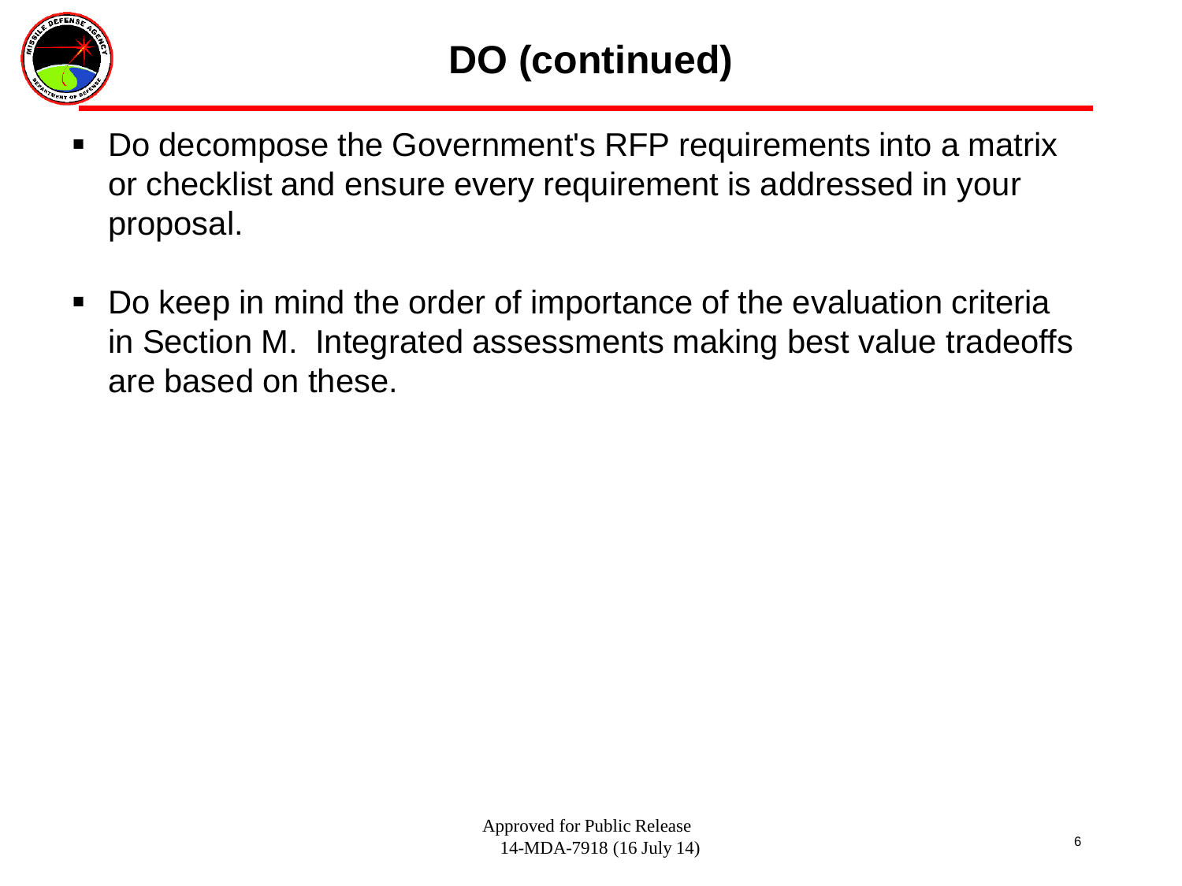# DO (continued)

- Do decompose the Government's RFP requirements into a matrix or checklist and ensure every requirement is addressed in your proposal.
- Do keep in mind the order of importance of the evaluation criteria in Section M. Integrated assessments making best value tradeoffs are based on these.

Approved for Public Release
14-MDA-7918 (16 July 14)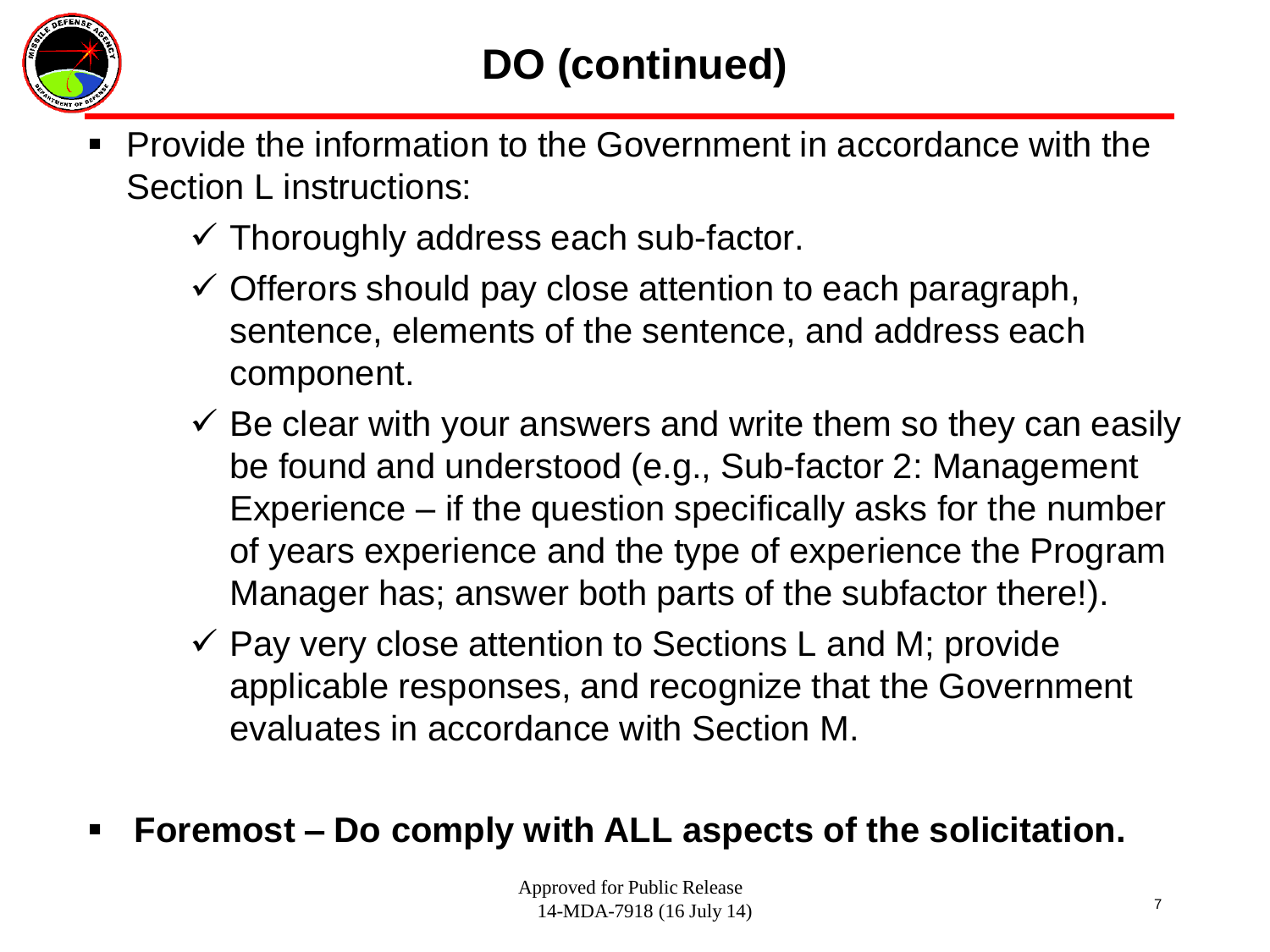# DO (continued)

- Provide the information to the Government in accordance with the Section L instructions:
  - ✓ Thoroughly address each sub-factor.
  - ✓ Offerors should pay close attention to each paragraph, sentence, elements of the sentence, and address each component.
  - ✓ Be clear with your answers and write them so they can easily be found and understood (e.g., Sub-factor 2: Management Experience – if the question specifically asks for the number of years experience and the type of experience the Program Manager has; answer both parts of the subfactor there!).
  - ✓ Pay very close attention to Sections L and M; provide applicable responses, and recognize that the Government evaluates in accordance with Section M.

- **Foremost – Do comply with ALL aspects of the solicitation.**

Approved for Public Release
14-MDA-7918 (16 July 14)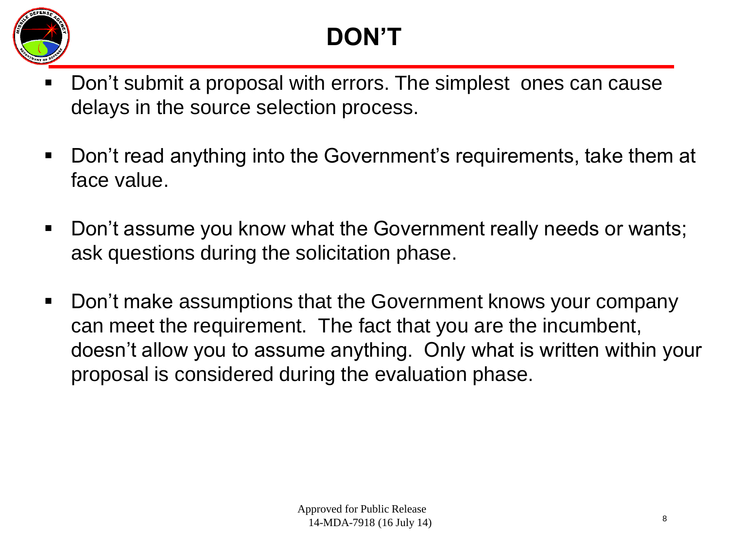# DON'T

- Don't submit a proposal with errors. The simplest ones can cause delays in the source selection process.
- Don't read anything into the Government's requirements, take them at face value.
- Don't assume you know what the Government really needs or wants; ask questions during the solicitation phase.
- Don't make assumptions that the Government knows your company can meet the requirement. The fact that you are the incumbent, doesn't allow you to assume anything. Only what is written within your proposal is considered during the evaluation phase.

Approved for Public Release
14-MDA-7918 (16 July 14)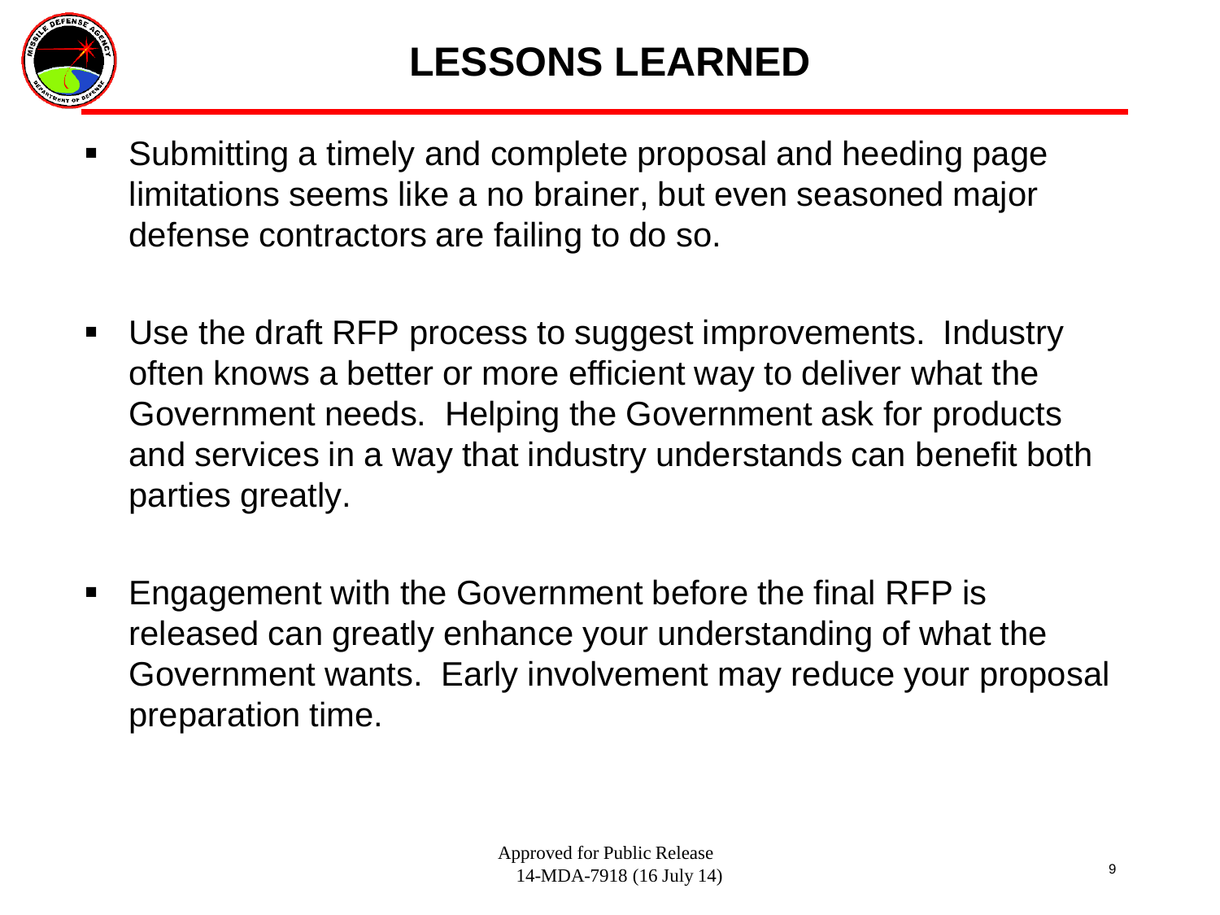# LESSONS LEARNED

- Submitting a timely and complete proposal and heeding page limitations seems like a no brainer, but even seasoned major defense contractors are failing to do so.

- Use the draft RFP process to suggest improvements. Industry often knows a better or more efficient way to deliver what the Government needs. Helping the Government ask for products and services in a way that industry understands can benefit both parties greatly.

- Engagement with the Government before the final RFP is released can greatly enhance your understanding of what the Government wants. Early involvement may reduce your proposal preparation time.

Approved for Public Release
14-MDA-7918 (16 July 14)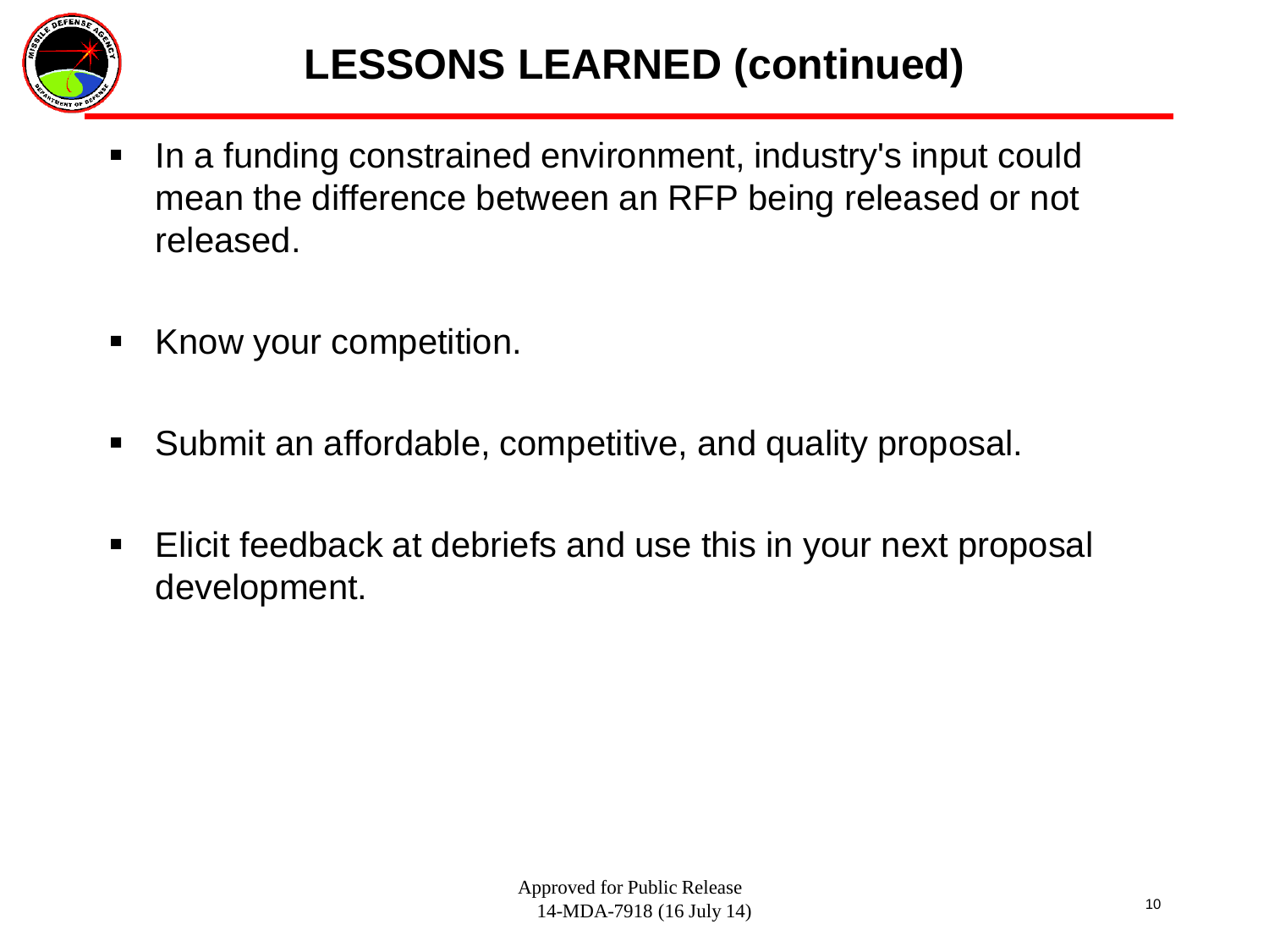# LESSONS LEARNED (continued)

- In a funding constrained environment, industry's input could mean the difference between an RFP being released or not released.
- Know your competition.
- Submit an affordable, competitive, and quality proposal.
- Elicit feedback at debriefs and use this in your next proposal development.

Approved for Public Release
14-MDA-7918 (16 July 14)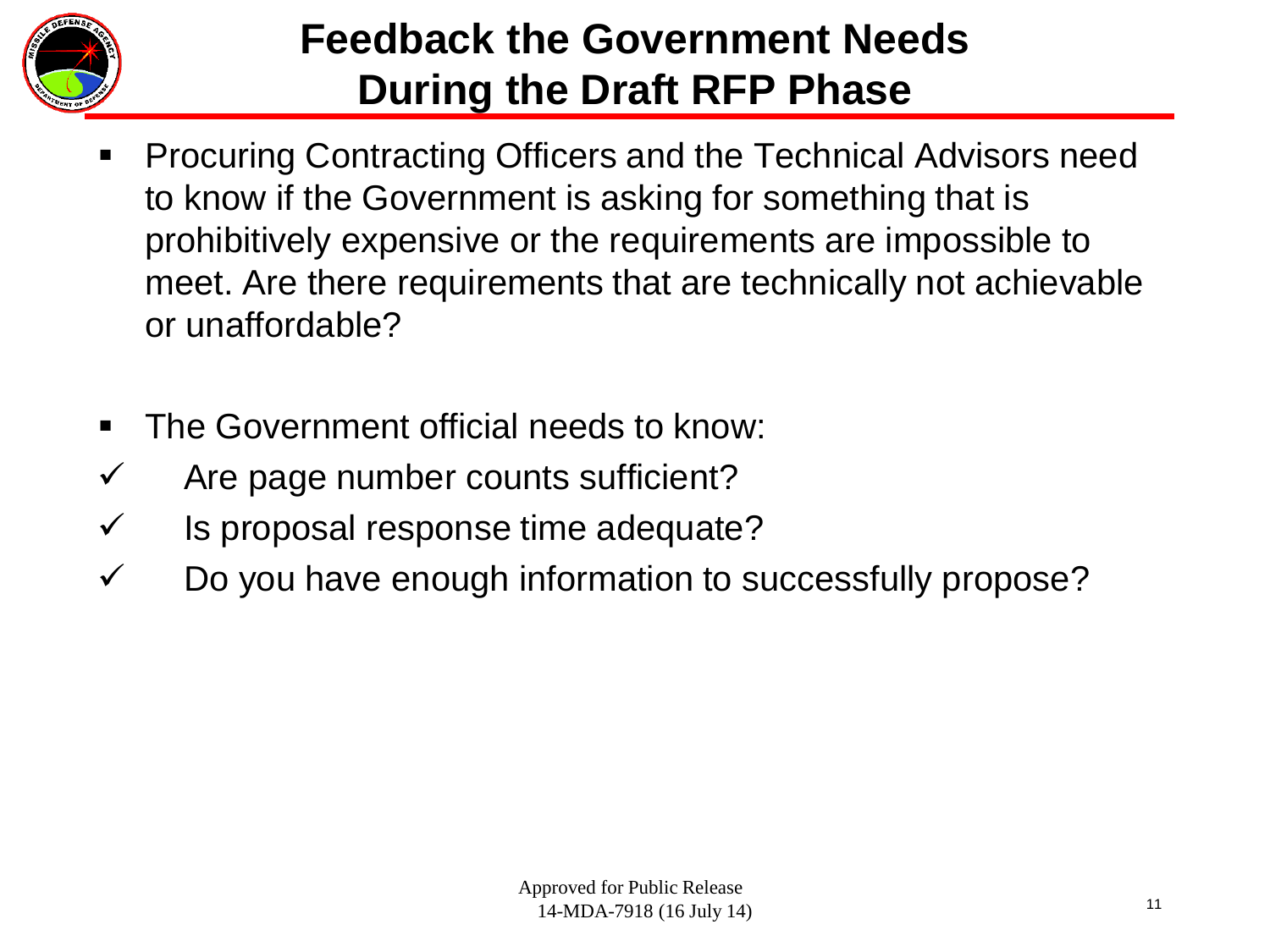# Feedback the Government Needs During the Draft RFP Phase

- Procuring Contracting Officers and the Technical Advisors need to know if the Government is asking for something that is prohibitively expensive or the requirements are impossible to meet. Are there requirements that are technically not achievable or unaffordable?

- The Government official needs to know:
  - ✓ Are page number counts sufficient?
  - ✓ Is proposal response time adequate?
  - ✓ Do you have enough information to successfully propose?

Approved for Public Release
14-MDA-7918 (16 July 14)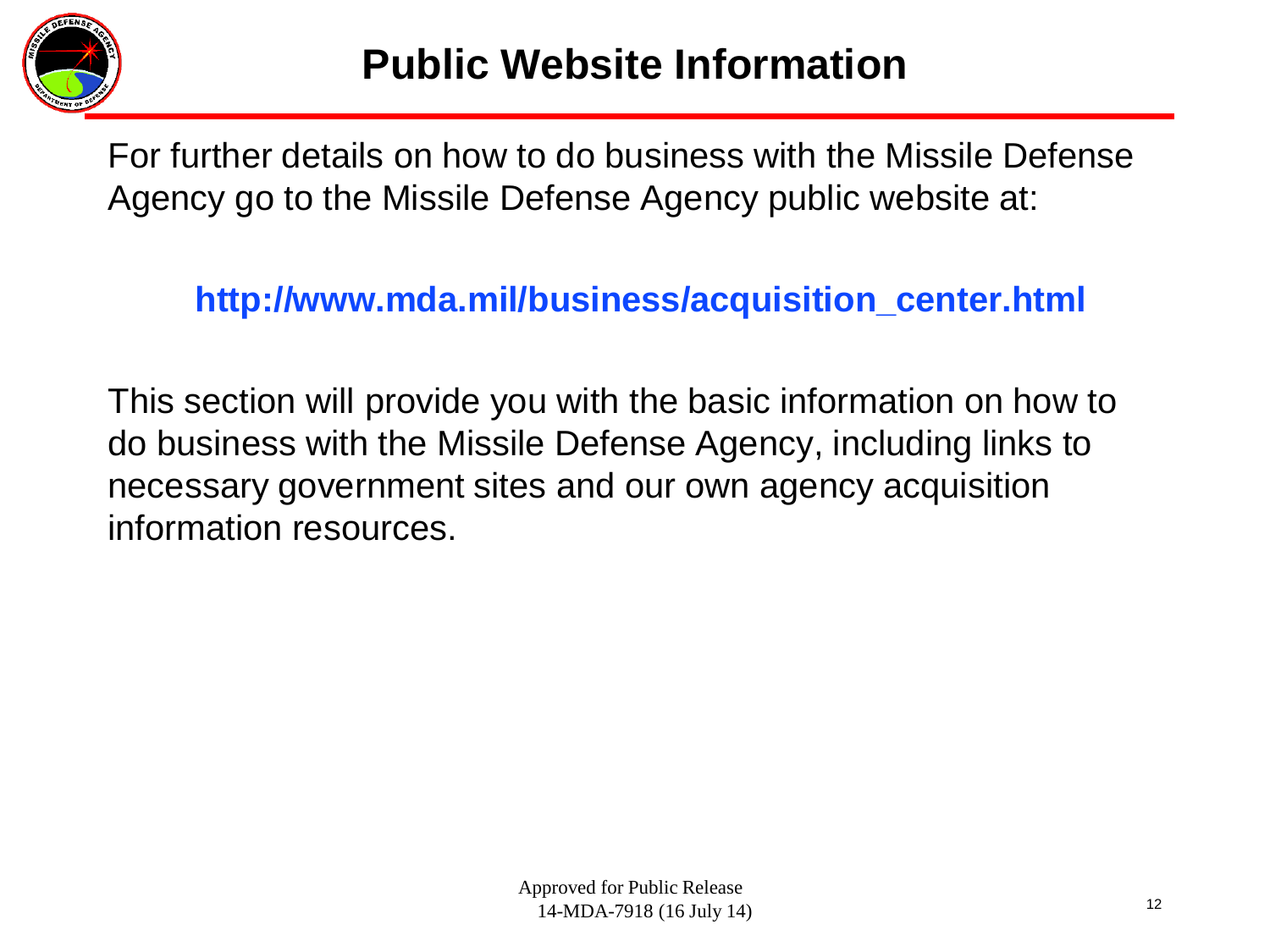# Public Website Information

For further details on how to do business with the Missile Defense Agency go to the Missile Defense Agency public website at:

**http://www.mda.mil/business/acquisition_center.html**

This section will provide you with the basic information on how to do business with the Missile Defense Agency, including links to necessary government sites and our own agency acquisition information resources.

Approved for Public Release
14-MDA-7918 (16 July 14)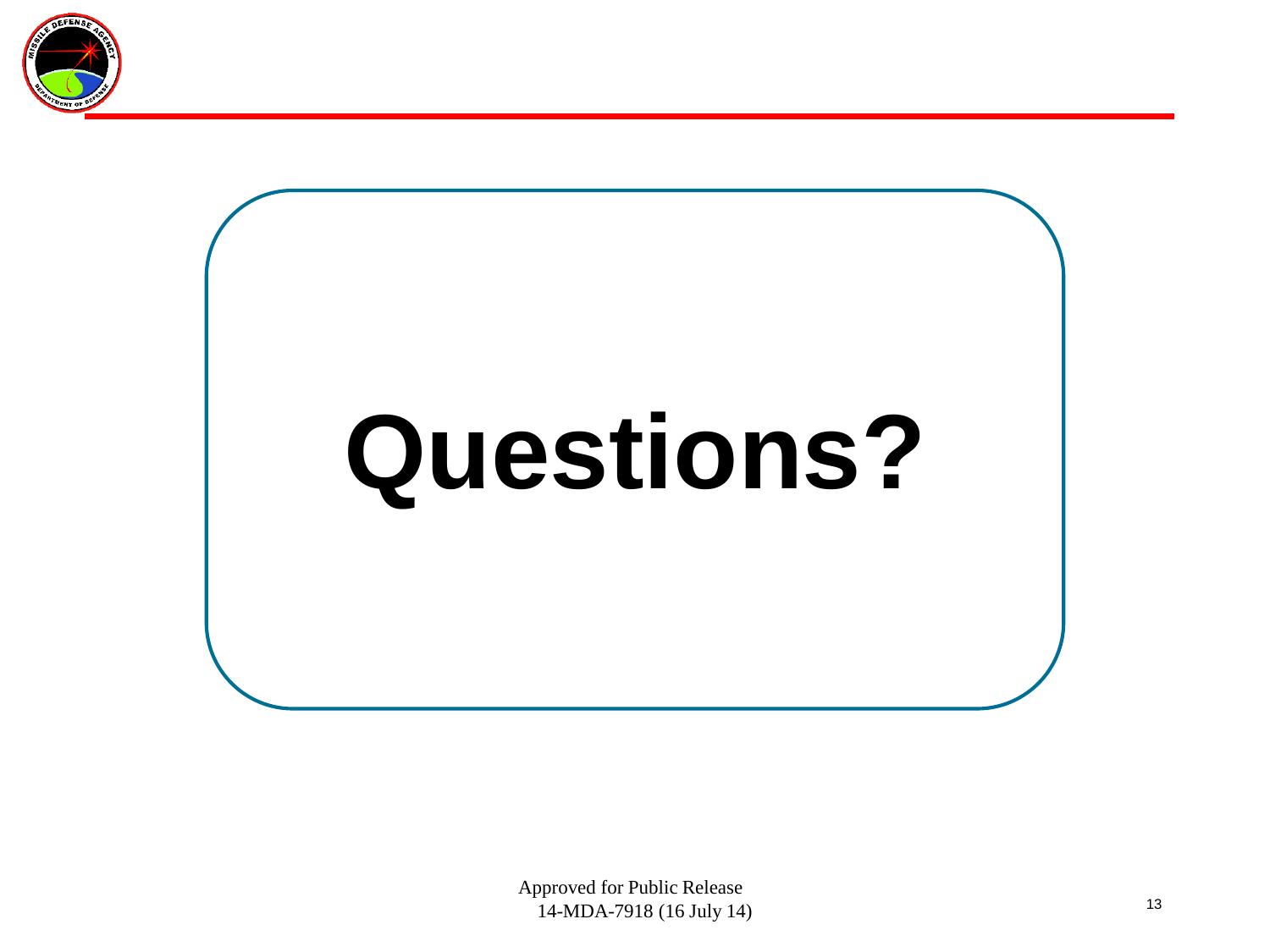# Questions?

Approved for Public Release
14-MDA-7918 (16 July 14)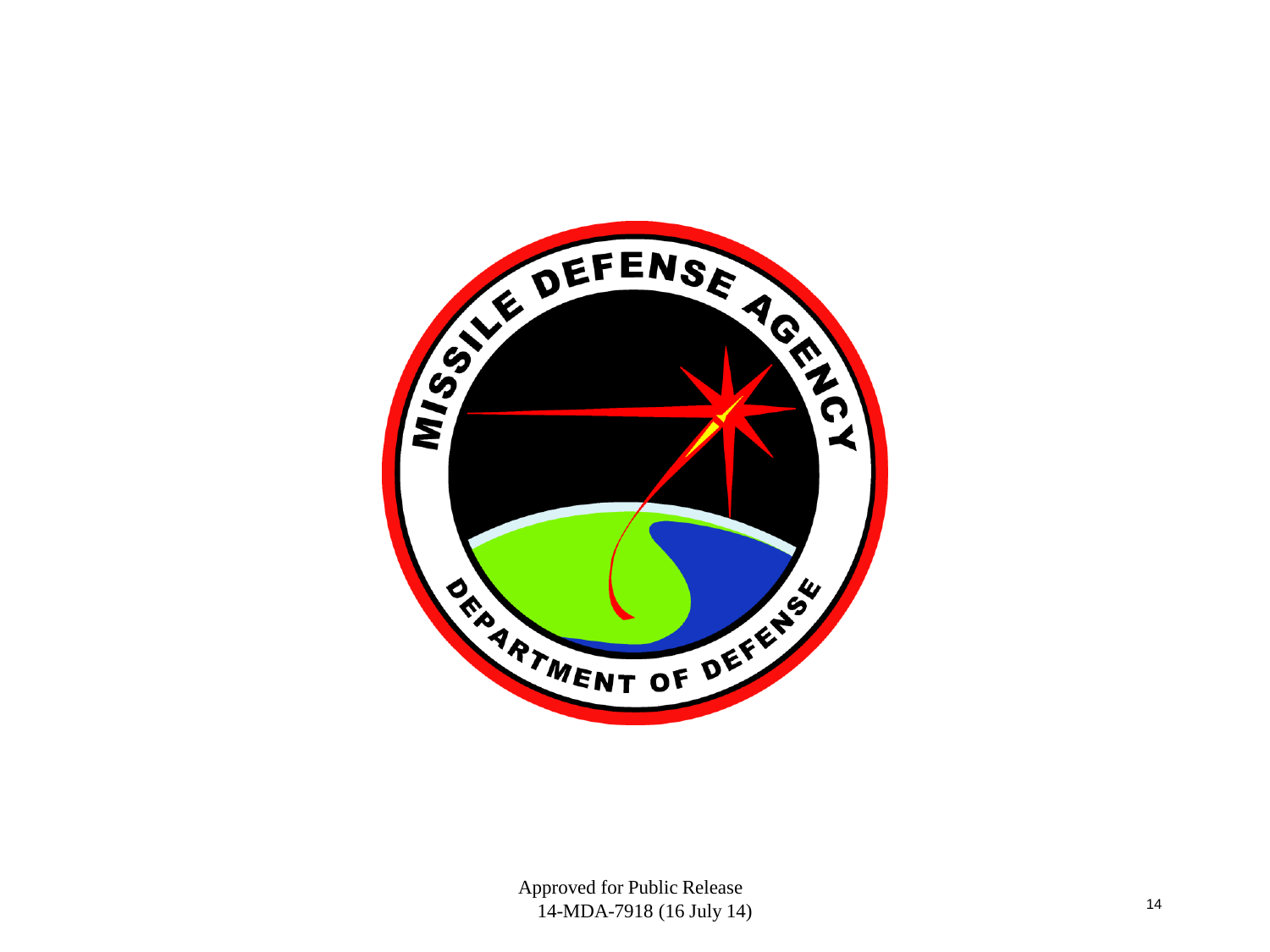MISSILE DEFENSE AGENCY

DEPARTMENT OF DEFENSE

Approved for Public Release
14-MDA-7918 (16 July 14)